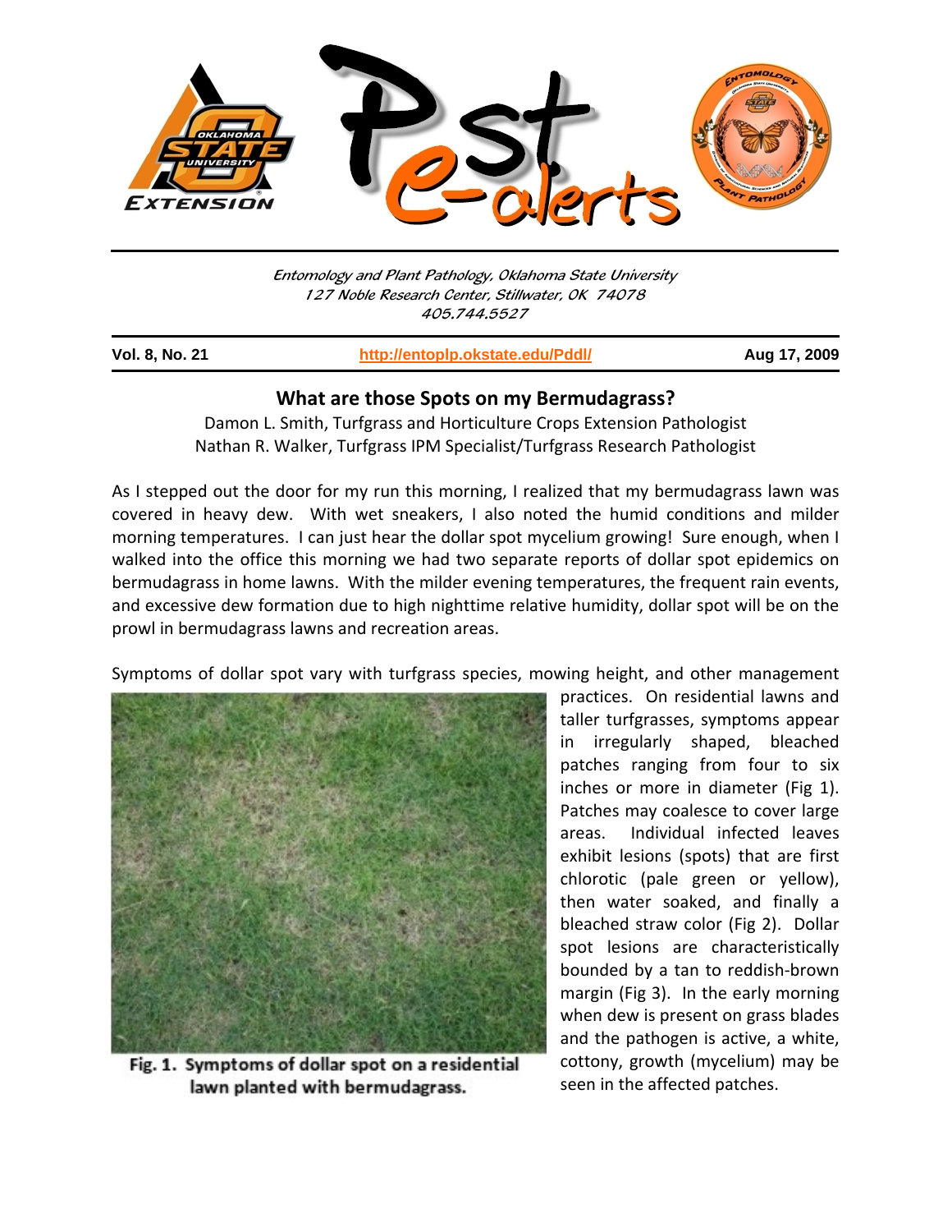Entomology and Plant Pathology, Oklahoma State University
127 Noble Research Center, Stillwater, OK 74078
405.744.5527

**Vol. 8, No. 21** | http://entoplp.okstate.edu/Pddl/ | **Aug 17, 2009**

## What are those Spots on my Bermudagrass?

Damon L. Smith, Turfgrass and Horticulture Crops Extension Pathologist
Nathan R. Walker, Turfgrass IPM Specialist/Turfgrass Research Pathologist

As I stepped out the door for my run this morning, I realized that my bermudagrass lawn was covered in heavy dew. With wet sneakers, I also noted the humid conditions and milder morning temperatures. I can just hear the dollar spot mycelium growing! Sure enough, when I walked into the office this morning we had two separate reports of dollar spot epidemics on bermudagrass in home lawns. With the milder evening temperatures, the frequent rain events, and excessive dew formation due to high nighttime relative humidity, dollar spot will be on the prowl in bermudagrass lawns and recreation areas.

Symptoms of dollar spot vary with turfgrass species, mowing height, and other management practices. On residential lawns and taller turfgrasses, symptoms appear in irregularly shaped, bleached patches ranging from four to six inches or more in diameter (Fig 1). Patches may coalesce to cover large areas. Individual infected leaves exhibit lesions (spots) that are first chlorotic (pale green or yellow), then water soaked, and finally a bleached straw color (Fig 2). Dollar spot lesions are characteristically bounded by a tan to reddish-brown margin (Fig 3). In the early morning when dew is present on grass blades and the pathogen is active, a white, cottony, growth (mycelium) may be seen in the affected patches.

**Fig. 1. Symptoms of dollar spot on a residential lawn planted with bermudagrass.**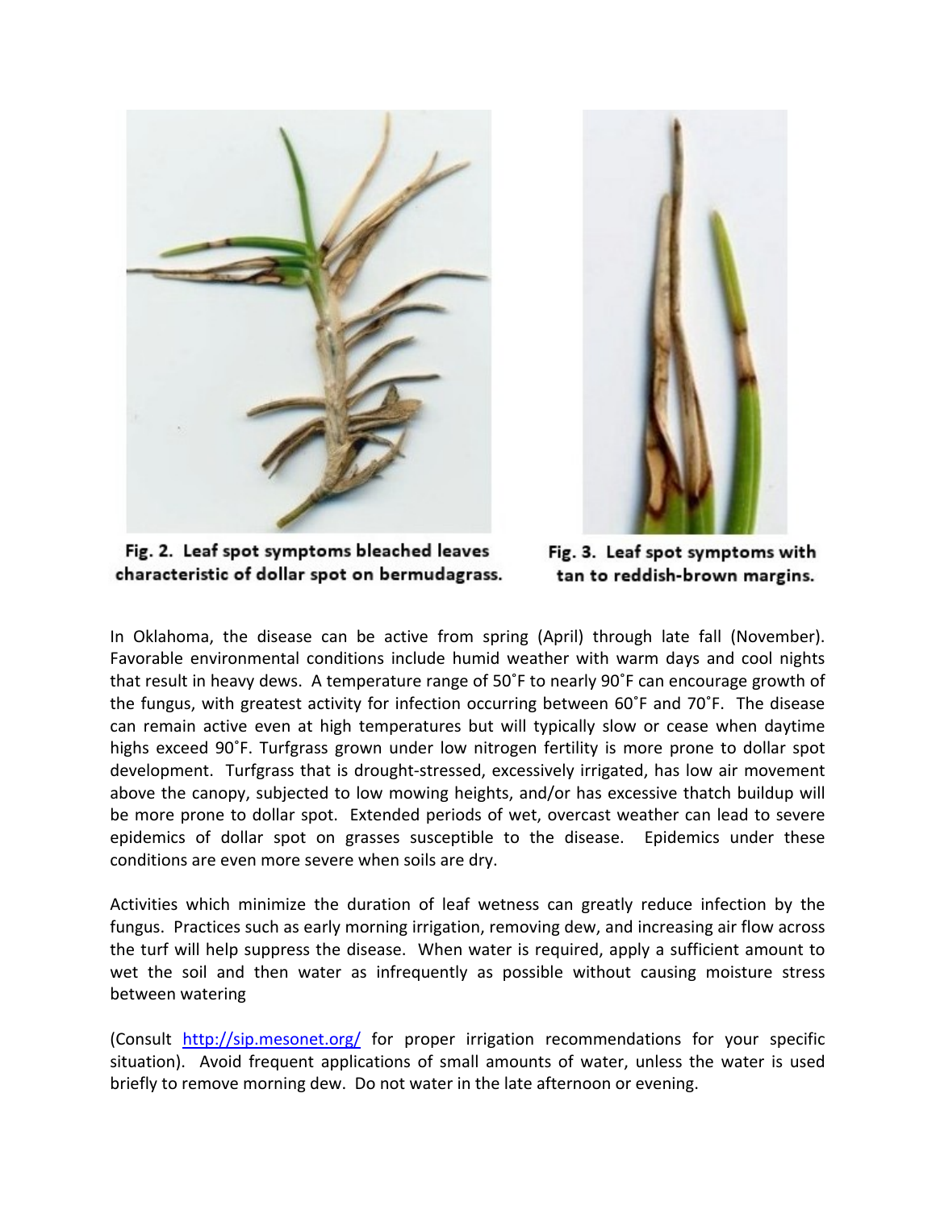Fig. 2. Leaf spot symptoms bleached leaves characteristic of dollar spot on bermudagrass.

Fig. 3. Leaf spot symptoms with tan to reddish-brown margins.

In Oklahoma, the disease can be active from spring (April) through late fall (November). Favorable environmental conditions include humid weather with warm days and cool nights that result in heavy dews. A temperature range of 50˚F to nearly 90˚F can encourage growth of the fungus, with greatest activity for infection occurring between 60˚F and 70˚F. The disease can remain active even at high temperatures but will typically slow or cease when daytime highs exceed 90˚F. Turfgrass grown under low nitrogen fertility is more prone to dollar spot development. Turfgrass that is drought-stressed, excessively irrigated, has low air movement above the canopy, subjected to low mowing heights, and/or has excessive thatch buildup will be more prone to dollar spot. Extended periods of wet, overcast weather can lead to severe epidemics of dollar spot on grasses susceptible to the disease. Epidemics under these conditions are even more severe when soils are dry.

Activities which minimize the duration of leaf wetness can greatly reduce infection by the fungus. Practices such as early morning irrigation, removing dew, and increasing air flow across the turf will help suppress the disease. When water is required, apply a sufficient amount to wet the soil and then water as infrequently as possible without causing moisture stress between watering

(Consult [http://sip.mesonet.org/](http://sip.mesonet.org/) for proper irrigation recommendations for your specific situation). Avoid frequent applications of small amounts of water, unless the water is used briefly to remove morning dew. Do not water in the late afternoon or evening.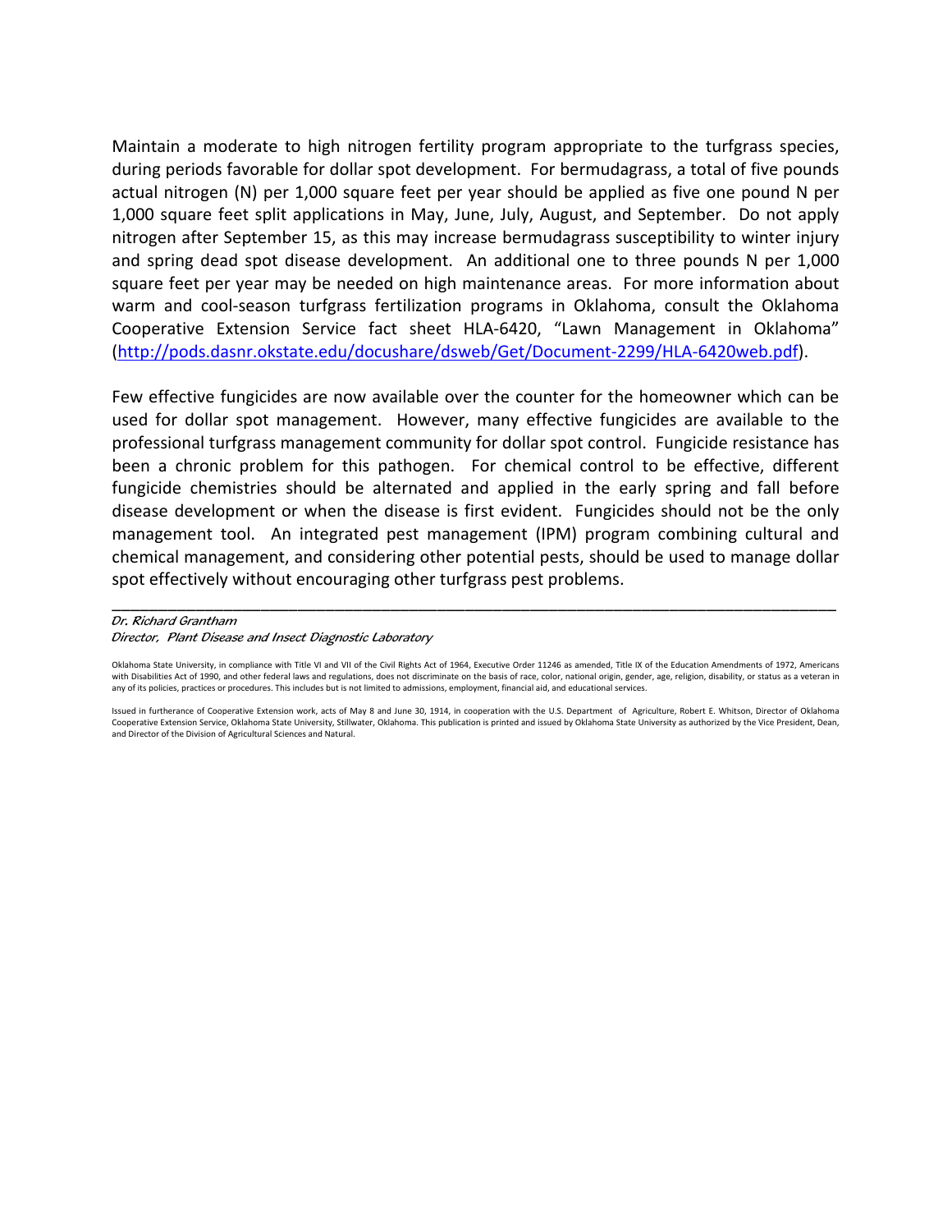Maintain a moderate to high nitrogen fertility program appropriate to the turfgrass species, during periods favorable for dollar spot development. For bermudagrass, a total of five pounds actual nitrogen (N) per 1,000 square feet per year should be applied as five one pound N per 1,000 square feet split applications in May, June, July, August, and September. Do not apply nitrogen after September 15, as this may increase bermudagrass susceptibility to winter injury and spring dead spot disease development. An additional one to three pounds N per 1,000 square feet per year may be needed on high maintenance areas. For more information about warm and cool-season turfgrass fertilization programs in Oklahoma, consult the Oklahoma Cooperative Extension Service fact sheet HLA-6420, "Lawn Management in Oklahoma" (http://pods.dasnr.okstate.edu/docushare/dsweb/Get/Document-2299/HLA-6420web.pdf).

Few effective fungicides are now available over the counter for the homeowner which can be used for dollar spot management. However, many effective fungicides are available to the professional turfgrass management community for dollar spot control. Fungicide resistance has been a chronic problem for this pathogen. For chemical control to be effective, different fungicide chemistries should be alternated and applied in the early spring and fall before disease development or when the disease is first evident. Fungicides should not be the only management tool. An integrated pest management (IPM) program combining cultural and chemical management, and considering other potential pests, should be used to manage dollar spot effectively without encouraging other turfgrass pest problems.

---

*Dr. Richard Grantham*
*Director, Plant Disease and Insect Diagnostic Laboratory*

Oklahoma State University, in compliance with Title VI and VII of the Civil Rights Act of 1964, Executive Order 11246 as amended, Title IX of the Education Amendments of 1972, Americans with Disabilities Act of 1990, and other federal laws and regulations, does not discriminate on the basis of race, color, national origin, gender, age, religion, disability, or status as a veteran in any of its policies, practices or procedures. This includes but is not limited to admissions, employment, financial aid, and educational services.

Issued in furtherance of Cooperative Extension work, acts of May 8 and June 30, 1914, in cooperation with the U.S. Department of Agriculture, Robert E. Whitson, Director of Oklahoma Cooperative Extension Service, Oklahoma State University, Stillwater, Oklahoma. This publication is printed and issued by Oklahoma State University as authorized by the Vice President, Dean, and Director of the Division of Agricultural Sciences and Natural.